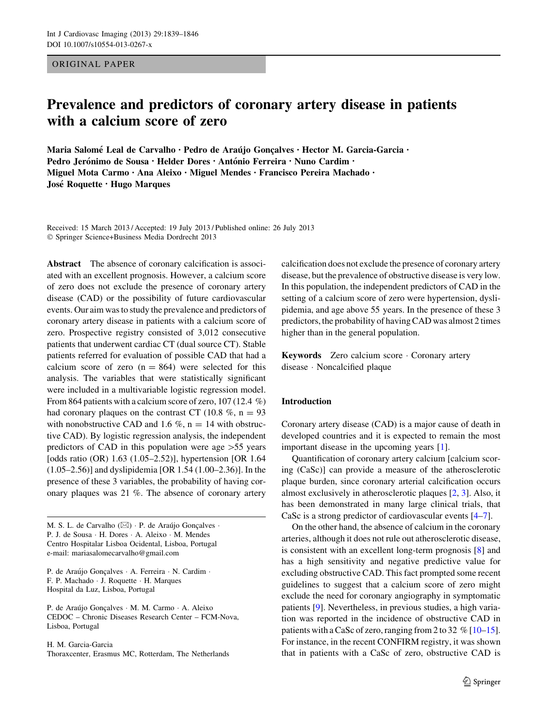ORIGINAL PAPER

# Prevalence and predictors of coronary artery disease in patients with a calcium score of zero

**Maria Salomé Leal de Carvalho · Pedro de Araújo Gonçalves · Hector M. Garcia-Garcia · Pedro Jerónimo de Sousa · Helder Dores · António Ferreira · Nuno Cardim · Miguel Mota Carmo · Ana Aleixo · Miguel Mendes · Francisco Pereira Machado · José Roquette · Hugo Marques**

Received: 15 March 2013 / Accepted: 19 July 2013 / Published online: 26 July 2013
© Springer Science+Business Media Dordrecht 2013

**Abstract** The absence of coronary calcification is associated with an excellent prognosis. However, a calcium score of zero does not exclude the presence of coronary artery disease (CAD) or the possibility of future cardiovascular events. Our aim was to study the prevalence and predictors of coronary artery disease in patients with a calcium score of zero. Prospective registry consisted of 3,012 consecutive patients that underwent cardiac CT (dual source CT). Stable patients referred for evaluation of possible CAD that had a calcium score of zero ($n = 864$) were selected for this analysis. The variables that were statistically significant were included in a multivariable logistic regression model. From 864 patients with a calcium score of zero, 107 (12.4 %) had coronary plaques on the contrast CT (10.8 %, $n = 93$ with nonobstructive CAD and 1.6 %, $n = 14$ with obstructive CAD). By logistic regression analysis, the independent predictors of CAD in this population were age >55 years [odds ratio (OR) 1.63 (1.05–2.52)], hypertension [OR 1.64 (1.05–2.56)] and dyslipidemia [OR 1.54 (1.00–2.36)]. In the presence of these 3 variables, the probability of having coronary plaques was 21 %. The absence of coronary artery calcification does not exclude the presence of coronary artery disease, but the prevalence of obstructive disease is very low. In this population, the independent predictors of CAD in the setting of a calcium score of zero were hypertension, dyslipidemia, and age above 55 years. In the presence of these 3 predictors, the probability of having CAD was almost 2 times higher than in the general population.

**Keywords** Zero calcium score · Coronary artery disease · Noncalcified plaque

M. S. L. de Carvalho (✉) · P. de Araújo Gonçalves · P. J. de Sousa · H. Dores · A. Aleixo · M. Mendes
Centro Hospitalar Lisboa Ocidental, Lisboa, Portugal
e-mail: mariasalomecarvalho@gmail.com

P. de Araújo Gonçalves · A. Ferreira · N. Cardim · F. P. Machado · J. Roquette · H. Marques
Hospital da Luz, Lisboa, Portugal

P. de Araújo Gonçalves · M. M. Carmo · A. Aleixo
CEDOC – Chronic Diseases Research Center – FCM-Nova, Lisboa, Portugal

H. M. Garcia-Garcia
Thoraxcenter, Erasmus MC, Rotterdam, The Netherlands

## Introduction

Coronary artery disease (CAD) is a major cause of death in developed countries and it is expected to remain the most important disease in the upcoming years [1].

Quantification of coronary artery calcium [calcium scoring (CaSc)] can provide a measure of the atherosclerotic plaque burden, since coronary arterial calcification occurs almost exclusively in atherosclerotic plaques [2, 3]. Also, it has been demonstrated in many large clinical trials, that CaSc is a strong predictor of cardiovascular events [4–7].

On the other hand, the absence of calcium in the coronary arteries, although it does not rule out atherosclerotic disease, is consistent with an excellent long-term prognosis [8] and has a high sensitivity and negative predictive value for excluding obstructive CAD. This fact prompted some recent guidelines to suggest that a calcium score of zero might exclude the need for coronary angiography in symptomatic patients [9]. Nevertheless, in previous studies, a high variation was reported in the incidence of obstructive CAD in patients with a CaSc of zero, ranging from 2 to 32 % [10–15]. For instance, in the recent CONFIRM registry, it was shown that in patients with a CaSc of zero, obstructive CAD is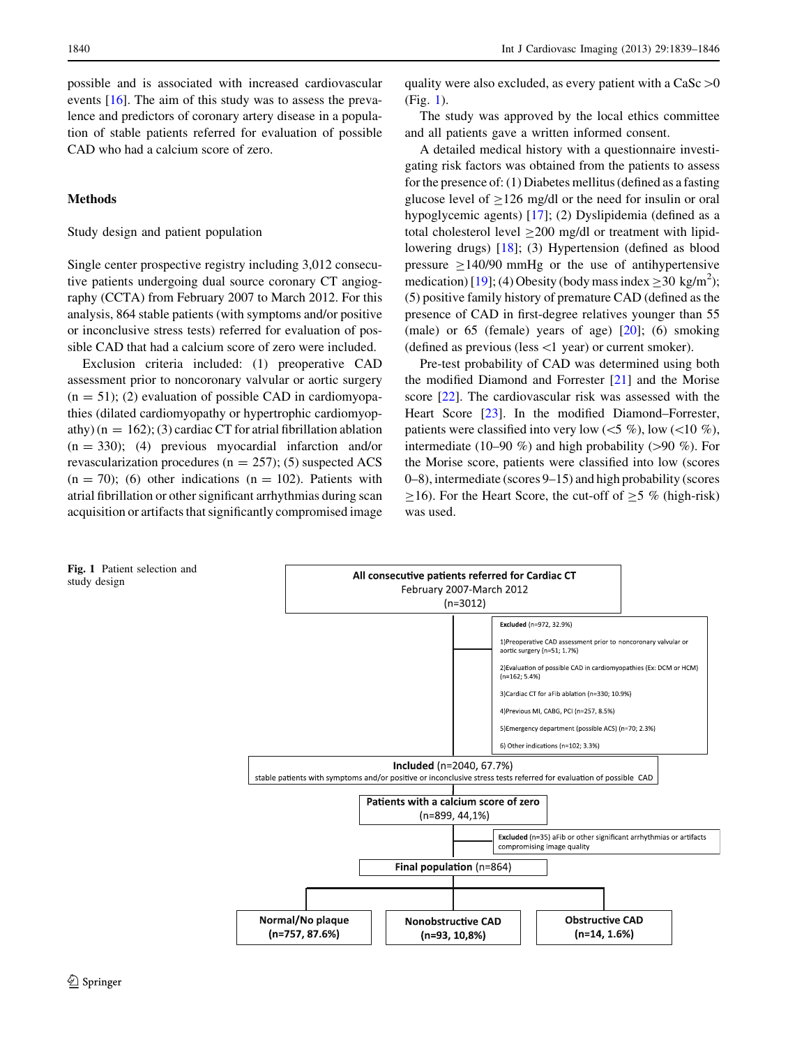possible and is associated with increased cardiovascular events [16]. The aim of this study was to assess the prevalence and predictors of coronary artery disease in a population of stable patients referred for evaluation of possible CAD who had a calcium score of zero.

## Methods

### Study design and patient population

Single center prospective registry including 3,012 consecutive patients undergoing dual source coronary CT angiography (CCTA) from February 2007 to March 2012. For this analysis, 864 stable patients (with symptoms and/or positive or inconclusive stress tests) referred for evaluation of possible CAD that had a calcium score of zero were included.

Exclusion criteria included: (1) preoperative CAD assessment prior to noncoronary valvular or aortic surgery (n = 51); (2) evaluation of possible CAD in cardiomyopathies (dilated cardiomyopathy or hypertrophic cardiomyopathy) (n = 162); (3) cardiac CT for atrial fibrillation ablation (n = 330); (4) previous myocardial infarction and/or revascularization procedures (n = 257); (5) suspected ACS (n = 70); (6) other indications (n = 102). Patients with atrial fibrillation or other significant arrhythmias during scan acquisition or artifacts that significantly compromised image quality were also excluded, as every patient with a CaSc >0 (Fig. 1).

The study was approved by the local ethics committee and all patients gave a written informed consent.

A detailed medical history with a questionnaire investigating risk factors was obtained from the patients to assess for the presence of: (1) Diabetes mellitus (defined as a fasting glucose level of ≥126 mg/dl or the need for insulin or oral hypoglycemic agents) [17]; (2) Dyslipidemia (defined as a total cholesterol level ≥200 mg/dl or treatment with lipid-lowering drugs) [18]; (3) Hypertension (defined as blood pressure ≥140/90 mmHg or the use of antihypertensive medication) [19]; (4) Obesity (body mass index ≥30 kg/m$^2$); (5) positive family history of premature CAD (defined as the presence of CAD in first-degree relatives younger than 55 (male) or 65 (female) years of age) [20]; (6) smoking (defined as previous (less <1 year) or current smoker).

Pre-test probability of CAD was determined using both the modified Diamond and Forrester [21] and the Morise score [22]. The cardiovascular risk was assessed with the Heart Score [23]. In the modified Diamond–Forrester, patients were classified into very low (<5 %), low (<10 %), intermediate (10–90 %) and high probability (>90 %). For the Morise score, patients were classified into low (scores 0–8), intermediate (scores 9–15) and high probability (scores ≥16). For the Heart Score, the cut-off of ≥5 % (high-risk) was used.

**All consecutive patients referred for Cardiac CT**
February 2007-March 2012
(n=3012)

**Excluded** (n=972, 32.9%)
1)Preoperative CAD assessment prior to noncoronary valvular or aortic surgery (n=51; 1.7%)
2)Evaluation of possible CAD in cardiomyopathies (Ex: DCM or HCM) (n=162; 5.4%)
3)Cardiac CT for aFib ablation (n=330; 10.9%)
4)Previous MI, CABG, PCI (n=257, 8.5%)
5)Emergency department (possible ACS) (n=70; 2.3%)
6) Other indications (n=102; 3.3%)

**Included** (n=2040, 67.7%)
stable patients with symptoms and/or positive or inconclusive stress tests referred for evaluation of possible CAD

**Patients with a calcium score of zero**
(n=899, 44,1%)

**Excluded** (n=35) aFib or other significant arrhythmias or artifacts compromising image quality

**Final population** (n=864)

**Normal/No plaque (n=757, 87.6%)** | **Nonobstructive CAD (n=93, 10,8%)** | **Obstructive CAD (n=14, 1.6%)**

**Fig. 1** Patient selection and study design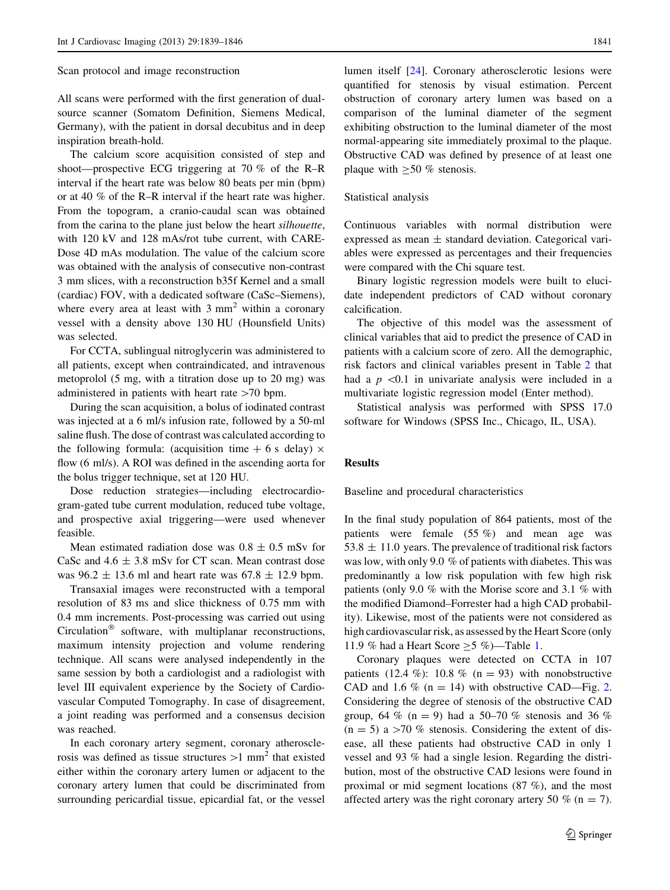### Scan protocol and image reconstruction

All scans were performed with the first generation of dual-source scanner (Somatom Definition, Siemens Medical, Germany), with the patient in dorsal decubitus and in deep inspiration breath-hold.

The calcium score acquisition consisted of step and shoot—prospective ECG triggering at 70 % of the R–R interval if the heart rate was below 80 beats per min (bpm) or at 40 % of the R–R interval if the heart rate was higher. From the topogram, a cranio-caudal scan was obtained from the carina to the plane just below the heart *silhouette*, with 120 kV and 128 mAs/rot tube current, with CARE-Dose 4D mAs modulation. The value of the calcium score was obtained with the analysis of consecutive non-contrast 3 mm slices, with a reconstruction b35f Kernel and a small (cardiac) FOV, with a dedicated software (CaSc–Siemens), where every area at least with 3 $mm^2$ within a coronary vessel with a density above 130 HU (Hounsfield Units) was selected.

For CCTA, sublingual nitroglycerin was administered to all patients, except when contraindicated, and intravenous metoprolol (5 mg, with a titration dose up to 20 mg) was administered in patients with heart rate >70 bpm.

During the scan acquisition, a bolus of iodinated contrast was injected at a 6 ml/s infusion rate, followed by a 50-ml saline flush. The dose of contrast was calculated according to the following formula: (acquisition time + 6 s delay) × flow (6 ml/s). A ROI was defined in the ascending aorta for the bolus trigger technique, set at 120 HU.

Dose reduction strategies—including electrocardiogram-gated tube current modulation, reduced tube voltage, and prospective axial triggering—were used whenever feasible.

Mean estimated radiation dose was 0.8 ± 0.5 mSv for CaSc and 4.6 ± 3.8 mSv for CT scan. Mean contrast dose was 96.2 ± 13.6 ml and heart rate was 67.8 ± 12.9 bpm.

Transaxial images were reconstructed with a temporal resolution of 83 ms and slice thickness of 0.75 mm with 0.4 mm increments. Post-processing was carried out using Circulation® software, with multiplanar reconstructions, maximum intensity projection and volume rendering technique. All scans were analysed independently in the same session by both a cardiologist and a radiologist with level III equivalent experience by the Society of Cardiovascular Computed Tomography. In case of disagreement, a joint reading was performed and a consensus decision was reached.

In each coronary artery segment, coronary atherosclerosis was defined as tissue structures >1 $mm^2$ that existed either within the coronary artery lumen or adjacent to the coronary artery lumen that could be discriminated from surrounding pericardial tissue, epicardial fat, or the vessel lumen itself [24]. Coronary atherosclerotic lesions were quantified for stenosis by visual estimation. Percent obstruction of coronary artery lumen was based on a comparison of the luminal diameter of the segment exhibiting obstruction to the luminal diameter of the most normal-appearing site immediately proximal to the plaque. Obstructive CAD was defined by presence of at least one plaque with ≥50 % stenosis.

### Statistical analysis

Continuous variables with normal distribution were expressed as mean ± standard deviation. Categorical variables were expressed as percentages and their frequencies were compared with the Chi square test.

Binary logistic regression models were built to elucidate independent predictors of CAD without coronary calcification.

The objective of this model was the assessment of clinical variables that aid to predict the presence of CAD in patients with a calcium score of zero. All the demographic, risk factors and clinical variables present in Table 2 that had a $p < 0.1$ in univariate analysis were included in a multivariate logistic regression model (Enter method).

Statistical analysis was performed with SPSS 17.0 software for Windows (SPSS Inc., Chicago, IL, USA).

## Results

### Baseline and procedural characteristics

In the final study population of 864 patients, most of the patients were female (55 %) and mean age was 53.8 ± 11.0 years. The prevalence of traditional risk factors was low, with only 9.0 % of patients with diabetes. This was predominantly a low risk population with few high risk patients (only 9.0 % with the Morise score and 3.1 % with the modified Diamond–Forrester had a high CAD probability). Likewise, most of the patients were not considered as high cardiovascular risk, as assessed by the Heart Score (only 11.9 % had a Heart Score ≥5 %)—Table 1.

Coronary plaques were detected on CCTA in 107 patients (12.4 %): 10.8 % (n = 93) with nonobstructive CAD and 1.6 % (n = 14) with obstructive CAD—Fig. 2. Considering the degree of stenosis of the obstructive CAD group, 64 % (n = 9) had a 50–70 % stenosis and 36 % (n = 5) a >70 % stenosis. Considering the extent of disease, all these patients had obstructive CAD in only 1 vessel and 93 % had a single lesion. Regarding the distribution, most of the obstructive CAD lesions were found in proximal or mid segment locations (87 %), and the most affected artery was the right coronary artery 50 % (n = 7).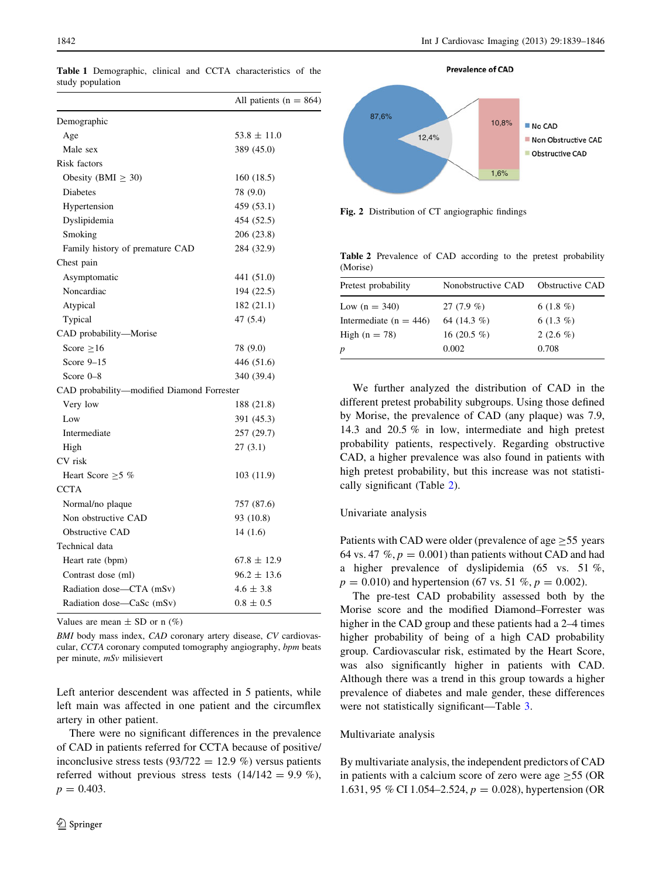**Table 1** Demographic, clinical and CCTA characteristics of the study population

| | All patients (n = 864) |
|---|---|
| Demographic | |
| Age | 53.8 ± 11.0 |
| Male sex | 389 (45.0) |
| Risk factors | |
| Obesity (BMI ≥ 30) | 160 (18.5) |
| Diabetes | 78 (9.0) |
| Hypertension | 459 (53.1) |
| Dyslipidemia | 454 (52.5) |
| Smoking | 206 (23.8) |
| Family history of premature CAD | 284 (32.9) |
| Chest pain | |
| Asymptomatic | 441 (51.0) |
| Noncardiac | 194 (22.5) |
| Atypical | 182 (21.1) |
| Typical | 47 (5.4) |
| CAD probability—Morise | |
| Score ≥16 | 78 (9.0) |
| Score 9–15 | 446 (51.6) |
| Score 0–8 | 340 (39.4) |
| CAD probability—modified Diamond Forrester | |
| Very low | 188 (21.8) |
| Low | 391 (45.3) |
| Intermediate | 257 (29.7) |
| High | 27 (3.1) |
| CV risk | |
| Heart Score ≥5 % | 103 (11.9) |
| CCTA | |
| Normal/no plaque | 757 (87.6) |
| Non obstructive CAD | 93 (10.8) |
| Obstructive CAD | 14 (1.6) |
| Technical data | |
| Heart rate (bpm) | 67.8 ± 12.9 |
| Contrast dose (ml) | 96.2 ± 13.6 |
| Radiation dose—CTA (mSv) | 4.6 ± 3.8 |
| Radiation dose—CaSc (mSv) | 0.8 ± 0.5 |

Values are mean ± SD or n (%)

*BMI* body mass index, *CAD* coronary artery disease, *CV* cardiovascular, *CCTA* coronary computed tomography angiography, *bpm* beats per minute, *mSv* milisievert

Left anterior descendent was affected in 5 patients, while left main was affected in one patient and the circumflex artery in other patient.

There were no significant differences in the prevalence of CAD in patients referred for CCTA because of positive/inconclusive stress tests (93/722 = 12.9 %) versus patients referred without previous stress tests (14/142 = 9.9 %), $p = 0.403$.

**Fig. 2** Distribution of CT angiographic findings

**Table 2** Prevalence of CAD according to the pretest probability (Morise)

| Pretest probability | Nonobstructive CAD | Obstructive CAD |
|---|---|---|
| Low (n = 340) | 27 (7.9 %) | 6 (1.8 %) |
| Intermediate (n = 446) | 64 (14.3 %) | 6 (1.3 %) |
| High (n = 78) | 16 (20.5 %) | 2 (2.6 %) |
| *p* | 0.002 | 0.708 |

We further analyzed the distribution of CAD in the different pretest probability subgroups. Using those defined by Morise, the prevalence of CAD (any plaque) was 7.9, 14.3 and 20.5 % in low, intermediate and high pretest probability patients, respectively. Regarding obstructive CAD, a higher prevalence was also found in patients with high pretest probability, but this increase was not statistically significant (Table 2).

## Univariate analysis

Patients with CAD were older (prevalence of age ≥55 years 64 vs. 47 %, $p = 0.001$) than patients without CAD and had a higher prevalence of dyslipidemia (65 vs. 51 %, $p = 0.010$) and hypertension (67 vs. 51 %, $p = 0.002$).

The pre-test CAD probability assessed both by the Morise score and the modified Diamond–Forrester was higher in the CAD group and these patients had a 2–4 times higher probability of being of a high CAD probability group. Cardiovascular risk, estimated by the Heart Score, was also significantly higher in patients with CAD. Although there was a trend in this group towards a higher prevalence of diabetes and male gender, these differences were not statistically significant—Table 3.

## Multivariate analysis

By multivariate analysis, the independent predictors of CAD in patients with a calcium score of zero were age ≥55 (OR 1.631, 95 % CI 1.054–2.524, $p = 0.028$), hypertension (OR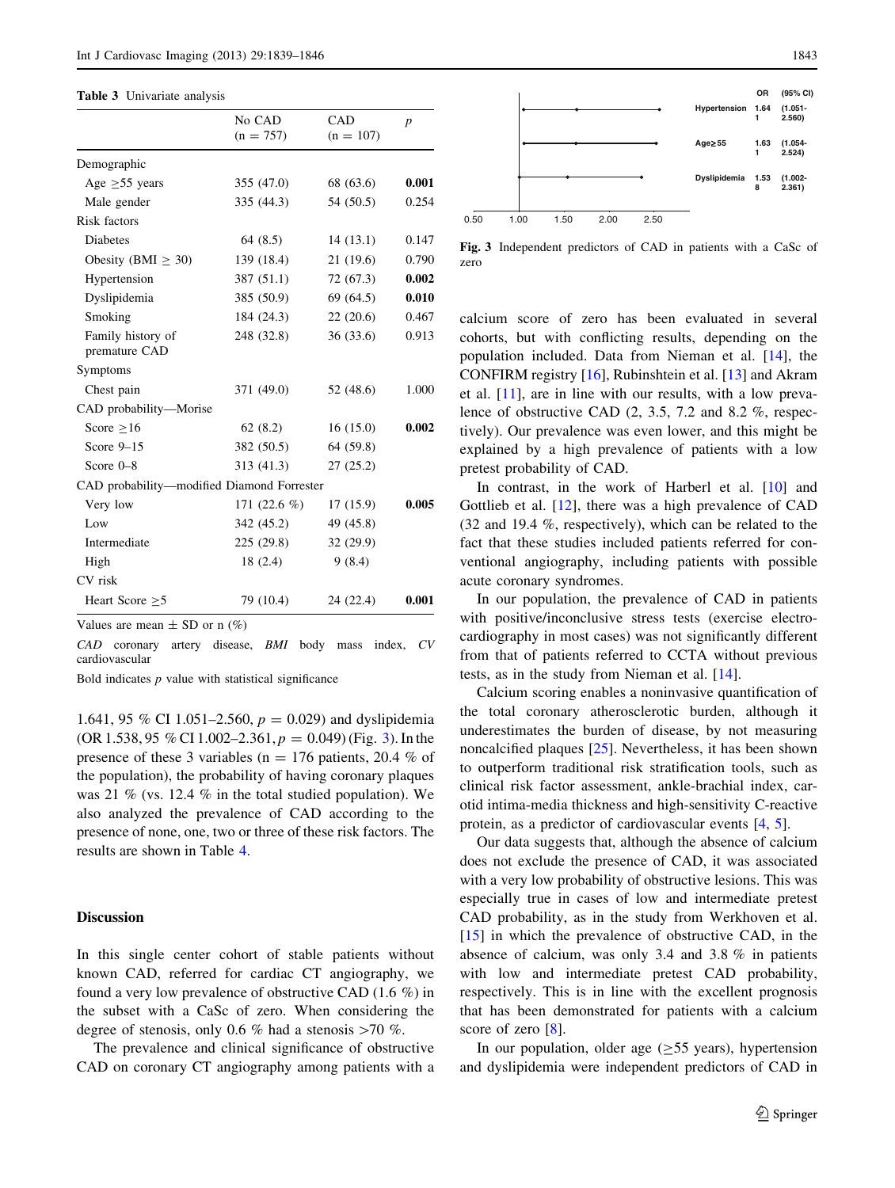**Table 3** Univariate analysis

| | No CAD (n = 757) | CAD (n = 107) | *p* |
|---|---|---|---|
| Demographic | | | |
| Age ≥55 years | 355 (47.0) | 68 (63.6) | **0.001** |
| Male gender | 335 (44.3) | 54 (50.5) | 0.254 |
| Risk factors | | | |
| Diabetes | 64 (8.5) | 14 (13.1) | 0.147 |
| Obesity (BMI ≥ 30) | 139 (18.4) | 21 (19.6) | 0.790 |
| Hypertension | 387 (51.1) | 72 (67.3) | **0.002** |
| Dyslipidemia | 385 (50.9) | 69 (64.5) | **0.010** |
| Smoking | 184 (24.3) | 22 (20.6) | 0.467 |
| Family history of premature CAD | 248 (32.8) | 36 (33.6) | 0.913 |
| Symptoms | | | |
| Chest pain | 371 (49.0) | 52 (48.6) | 1.000 |
| CAD probability—Morise | | | |
| Score ≥16 | 62 (8.2) | 16 (15.0) | **0.002** |
| Score 9–15 | 382 (50.5) | 64 (59.8) | |
| Score 0–8 | 313 (41.3) | 27 (25.2) | |
| CAD probability—modified Diamond Forrester | | | |
| Very low | 171 (22.6 %) | 17 (15.9) | **0.005** |
| Low | 342 (45.2) | 49 (45.8) | |
| Intermediate | 225 (29.8) | 32 (29.9) | |
| High | 18 (2.4) | 9 (8.4) | |
| CV risk | | | |
| Heart Score ≥5 | 79 (10.4) | 24 (22.4) | **0.001** |

Values are mean ± SD or n (%)

*CAD* coronary artery disease, *BMI* body mass index, *CV* cardiovascular

Bold indicates *p* value with statistical significance

1.641, 95 % CI 1.051–2.560, $p = 0.029$) and dyslipidemia (OR 1.538, 95 % CI 1.002–2.361, $p = 0.049$) (Fig. 3). In the presence of these 3 variables (n = 176 patients, 20.4 % of the population), the probability of having coronary plaques was 21 % (vs. 12.4 % in the total studied population). We also analyzed the prevalence of CAD according to the presence of none, one, two or three of these risk factors. The results are shown in Table 4.

**Fig. 3** Independent predictors of CAD in patients with a CaSc of zero

## Discussion

In this single center cohort of stable patients without known CAD, referred for cardiac CT angiography, we found a very low prevalence of obstructive CAD (1.6 %) in the subset with a CaSc of zero. When considering the degree of stenosis, only 0.6 % had a stenosis >70 %.

The prevalence and clinical significance of obstructive CAD on coronary CT angiography among patients with a calcium score of zero has been evaluated in several cohorts, but with conflicting results, depending on the population included. Data from Nieman et al. [14], the CONFIRM registry [16], Rubinshtein et al. [13] and Akram et al. [11], are in line with our results, with a low prevalence of obstructive CAD (2, 3.5, 7.2 and 8.2 %, respectively). Our prevalence was even lower, and this might be explained by a high prevalence of patients with a low pretest probability of CAD.

In contrast, in the work of Harberl et al. [10] and Gottlieb et al. [12], there was a high prevalence of CAD (32 and 19.4 %, respectively), which can be related to the fact that these studies included patients referred for conventional angiography, including patients with possible acute coronary syndromes.

In our population, the prevalence of CAD in patients with positive/inconclusive stress tests (exercise electrocardiography in most cases) was not significantly different from that of patients referred to CCTA without previous tests, as in the study from Nieman et al. [14].

Calcium scoring enables a noninvasive quantification of the total coronary atherosclerotic burden, although it underestimates the burden of disease, by not measuring noncalcified plaques [25]. Nevertheless, it has been shown to outperform traditional risk stratification tools, such as clinical risk factor assessment, ankle-brachial index, carotid intima-media thickness and high-sensitivity C-reactive protein, as a predictor of cardiovascular events [4, 5].

Our data suggests that, although the absence of calcium does not exclude the presence of CAD, it was associated with a very low probability of obstructive lesions. This was especially true in cases of low and intermediate pretest CAD probability, as in the study from Werkhoven et al. [15] in which the prevalence of obstructive CAD, in the absence of calcium, was only 3.4 and 3.8 % in patients with low and intermediate pretest CAD probability, respectively. This is in line with the excellent prognosis that has been demonstrated for patients with a calcium score of zero [8].

In our population, older age (≥55 years), hypertension and dyslipidemia were independent predictors of CAD in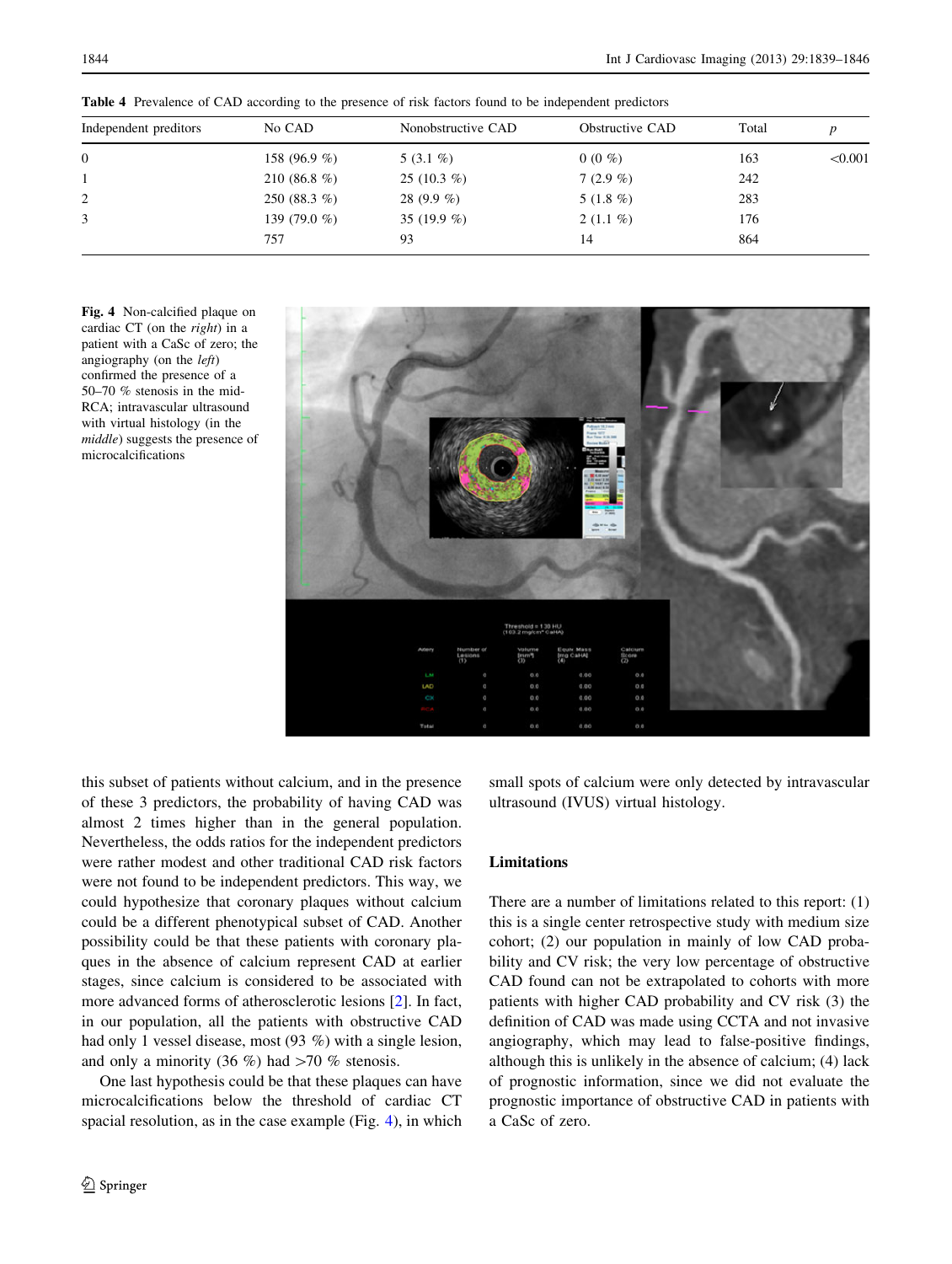**Table 4** Prevalence of CAD according to the presence of risk factors found to be independent predictors

| Independent preditors | No CAD | Nonobstructive CAD | Obstructive CAD | Total | *p* |
|---|---|---|---|---|---|
| 0 | 158 (96.9 %) | 5 (3.1 %) | 0 (0 %) | 163 | <0.001 |
| 1 | 210 (86.8 %) | 25 (10.3 %) | 7 (2.9 %) | 242 | |
| 2 | 250 (88.3 %) | 28 (9.9 %) | 5 (1.8 %) | 283 | |
| 3 | 139 (79.0 %) | 35 (19.9 %) | 2 (1.1 %) | 176 | |
| | 757 | 93 | 14 | 864 | |

**Fig. 4** Non-calcified plaque on cardiac CT (on the *right*) in a patient with a CaSc of zero; the angiography (on the *left*) confirmed the presence of a 50–70 % stenosis in the mid-RCA; intravascular ultrasound with virtual histology (in the *middle*) suggests the presence of microcalcifications

this subset of patients without calcium, and in the presence of these 3 predictors, the probability of having CAD was almost 2 times higher than in the general population. Nevertheless, the odds ratios for the independent predictors were rather modest and other traditional CAD risk factors were not found to be independent predictors. This way, we could hypothesize that coronary plaques without calcium could be a different phenotypical subset of CAD. Another possibility could be that these patients with coronary plaques in the absence of calcium represent CAD at earlier stages, since calcium is considered to be associated with more advanced forms of atherosclerotic lesions [2]. In fact, in our population, all the patients with obstructive CAD had only 1 vessel disease, most (93 %) with a single lesion, and only a minority (36 %) had >70 % stenosis.

One last hypothesis could be that these plaques can have microcalcifications below the threshold of cardiac CT spacial resolution, as in the case example (Fig. 4), in which small spots of calcium were only detected by intravascular ultrasound (IVUS) virtual histology.

## Limitations

There are a number of limitations related to this report: (1) this is a single center retrospective study with medium size cohort; (2) our population in mainly of low CAD probability and CV risk; the very low percentage of obstructive CAD found can not be extrapolated to cohorts with more patients with higher CAD probability and CV risk (3) the definition of CAD was made using CCTA and not invasive angiography, which may lead to false-positive findings, although this is unlikely in the absence of calcium; (4) lack of prognostic information, since we did not evaluate the prognostic importance of obstructive CAD in patients with a CaSc of zero.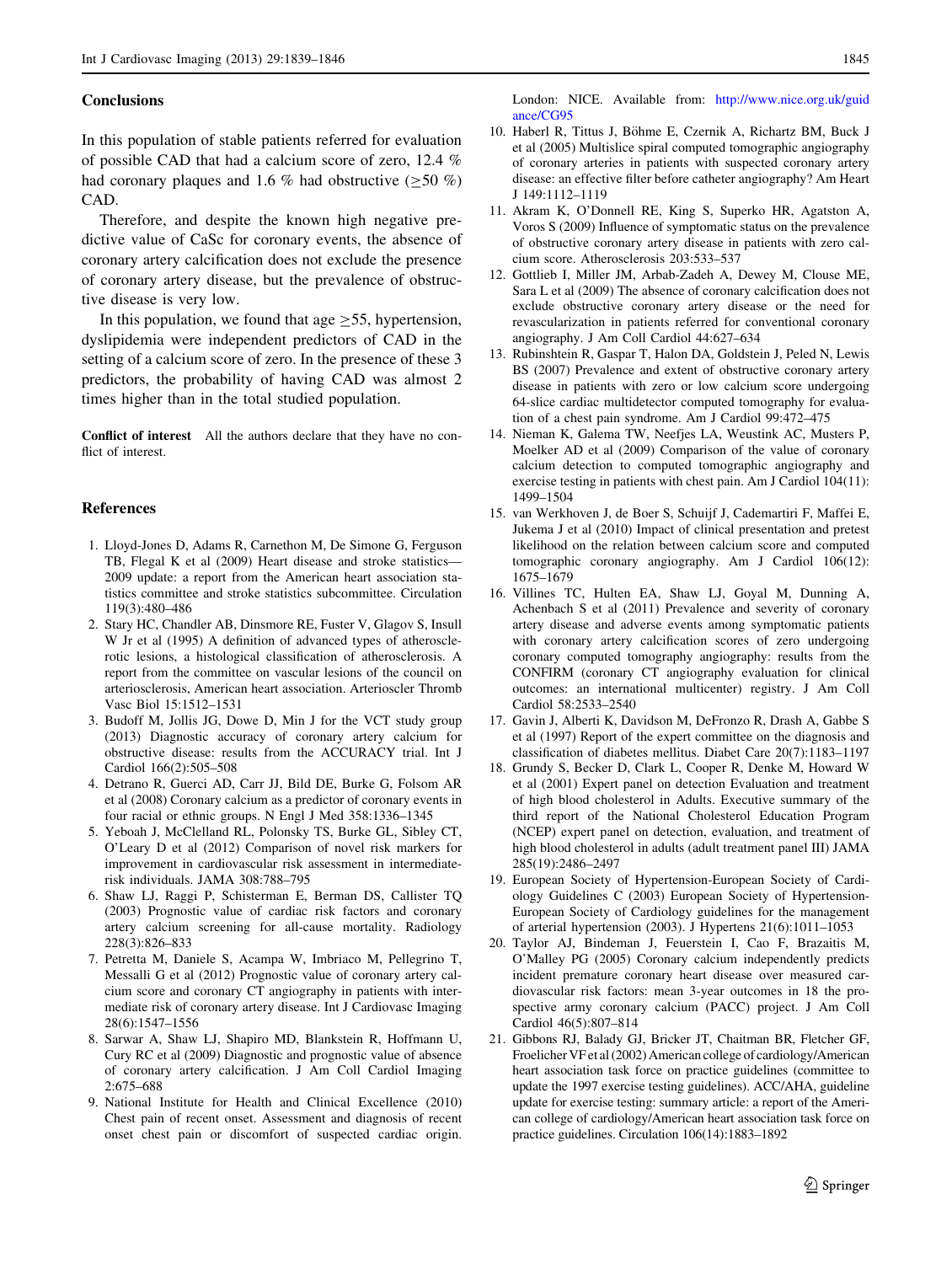## Conclusions

In this population of stable patients referred for evaluation of possible CAD that had a calcium score of zero, 12.4 % had coronary plaques and 1.6 % had obstructive (≥50 %) CAD.

Therefore, and despite the known high negative predictive value of CaSc for coronary events, the absence of coronary artery calcification does not exclude the presence of coronary artery disease, but the prevalence of obstructive disease is very low.

In this population, we found that age ≥55, hypertension, dyslipidemia were independent predictors of CAD in the setting of a calcium score of zero. In the presence of these 3 predictors, the probability of having CAD was almost 2 times higher than in the total studied population.

**Conflict of interest** All the authors declare that they have no conflict of interest.

## References

1. Lloyd-Jones D, Adams R, Carnethon M, De Simone G, Ferguson TB, Flegal K et al (2009) Heart disease and stroke statistics—2009 update: a report from the American heart association statistics committee and stroke statistics subcommittee. Circulation 119(3):480–486
2. Stary HC, Chandler AB, Dinsmore RE, Fuster V, Glagov S, Insull W Jr et al (1995) A definition of advanced types of atherosclerotic lesions, a histological classification of atherosclerosis. A report from the committee on vascular lesions of the council on arteriosclerosis, American heart association. Arterioscler Thromb Vasc Biol 15:1512–1531
3. Budoff M, Jollis JG, Dowe D, Min J for the VCT study group (2013) Diagnostic accuracy of coronary artery calcium for obstructive disease: results from the ACCURACY trial. Int J Cardiol 166(2):505–508
4. Detrano R, Guerci AD, Carr JJ, Bild DE, Burke G, Folsom AR et al (2008) Coronary calcium as a predictor of coronary events in four racial or ethnic groups. N Engl J Med 358:1336–1345
5. Yeboah J, McClelland RL, Polonsky TS, Burke GL, Sibley CT, O'Leary D et al (2012) Comparison of novel risk markers for improvement in cardiovascular risk assessment in intermediate-risk individuals. JAMA 308:788–795
6. Shaw LJ, Raggi P, Schisterman E, Berman DS, Callister TQ (2003) Prognostic value of cardiac risk factors and coronary artery calcium screening for all-cause mortality. Radiology 228(3):826–833
7. Petretta M, Daniele S, Acampa W, Imbriaco M, Pellegrino T, Messalli G et al (2012) Prognostic value of coronary artery calcium score and coronary CT angiography in patients with intermediate risk of coronary artery disease. Int J Cardiovasc Imaging 28(6):1547–1556
8. Sarwar A, Shaw LJ, Shapiro MD, Blankstein R, Hoffmann U, Cury RC et al (2009) Diagnostic and prognostic value of absence of coronary artery calcification. J Am Coll Cardiol Imaging 2:675–688
9. National Institute for Health and Clinical Excellence (2010) Chest pain of recent onset. Assessment and diagnosis of recent onset chest pain or discomfort of suspected cardiac origin. London: NICE. Available from: http://www.nice.org.uk/guidance/CG95
10. Haberl R, Tittus J, Böhme E, Czernik A, Richartz BM, Buck J et al (2005) Multislice spiral computed tomographic angiography of coronary arteries in patients with suspected coronary artery disease: an effective filter before catheter angiography? Am Heart J 149:1112–1119
11. Akram K, O'Donnell RE, King S, Superko HR, Agatston A, Voros S (2009) Influence of symptomatic status on the prevalence of obstructive coronary artery disease in patients with zero calcium score. Atherosclerosis 203:533–537
12. Gottlieb I, Miller JM, Arbab-Zadeh A, Dewey M, Clouse ME, Sara L et al (2009) The absence of coronary calcification does not exclude obstructive coronary artery disease or the need for revascularization in patients referred for conventional coronary angiography. J Am Coll Cardiol 44:627–634
13. Rubinshtein R, Gaspar T, Halon DA, Goldstein J, Peled N, Lewis BS (2007) Prevalence and extent of obstructive coronary artery disease in patients with zero or low calcium score undergoing 64-slice cardiac multidetector computed tomography for evaluation of a chest pain syndrome. Am J Cardiol 99:472–475
14. Nieman K, Galema TW, Neefjes LA, Weustink AC, Musters P, Moelker AD et al (2009) Comparison of the value of coronary calcium detection to computed tomographic angiography and exercise testing in patients with chest pain. Am J Cardiol 104(11): 1499–1504
15. van Werkhoven J, de Boer S, Schuijf J, Cademartiri F, Maffei E, Jukema J et al (2010) Impact of clinical presentation and pretest likelihood on the relation between calcium score and computed tomographic coronary angiography. Am J Cardiol 106(12): 1675–1679
16. Villines TC, Hulten EA, Shaw LJ, Goyal M, Dunning A, Achenbach S et al (2011) Prevalence and severity of coronary artery disease and adverse events among symptomatic patients with coronary artery calcification scores of zero undergoing coronary computed tomography angiography: results from the CONFIRM (coronary CT angiography evaluation for clinical outcomes: an international multicenter) registry. J Am Coll Cardiol 58:2533–2540
17. Gavin J, Alberti K, Davidson M, DeFronzo R, Drash A, Gabbe S et al (1997) Report of the expert committee on the diagnosis and classification of diabetes mellitus. Diabet Care 20(7):1183–1197
18. Grundy S, Becker D, Clark L, Cooper R, Denke M, Howard W et al (2001) Expert panel on detection Evaluation and treatment of high blood cholesterol in Adults. Executive summary of the third report of the National Cholesterol Education Program (NCEP) expert panel on detection, evaluation, and treatment of high blood cholesterol in adults (adult treatment panel III) JAMA 285(19):2486–2497
19. European Society of Hypertension-European Society of Cardiology Guidelines C (2003) European Society of Hypertension-European Society of Cardiology guidelines for the management of arterial hypertension (2003). J Hypertens 21(6):1011–1053
20. Taylor AJ, Bindeman J, Feuerstein I, Cao F, Brazaitis M, O'Malley PG (2005) Coronary calcium independently predicts incident premature coronary heart disease over measured cardiovascular risk factors: mean 3-year outcomes in 18 the prospective army coronary calcium (PACC) project. J Am Coll Cardiol 46(5):807–814
21. Gibbons RJ, Balady GJ, Bricker JT, Chaitman BR, Fletcher GF, Froelicher VF et al (2002) American college of cardiology/American heart association task force on practice guidelines (committee to update the 1997 exercise testing guidelines). ACC/AHA, guideline update for exercise testing: summary article: a report of the American college of cardiology/American heart association task force on practice guidelines. Circulation 106(14):1883–1892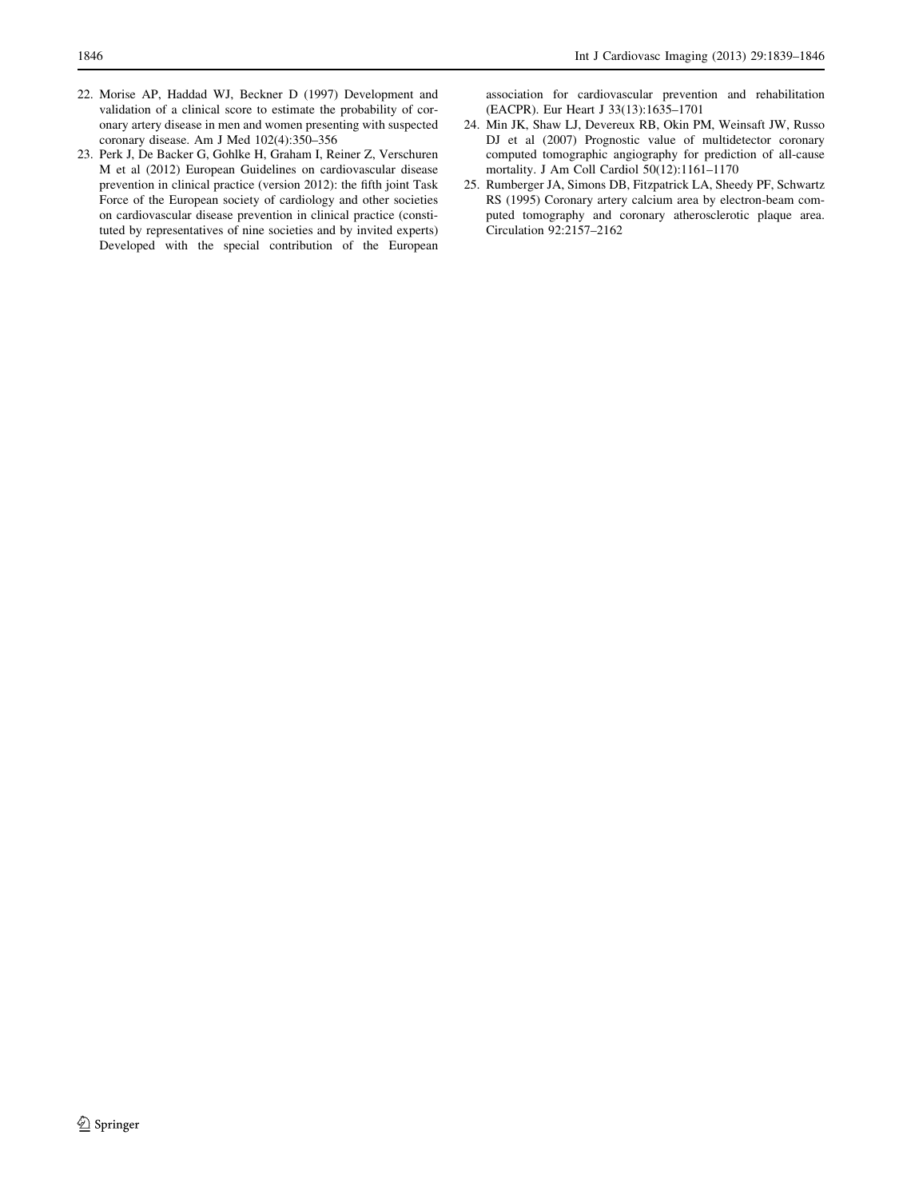22. Morise AP, Haddad WJ, Beckner D (1997) Development and validation of a clinical score to estimate the probability of coronary artery disease in men and women presenting with suspected coronary disease. Am J Med 102(4):350–356
23. Perk J, De Backer G, Gohlke H, Graham I, Reiner Z, Verschuren M et al (2012) European Guidelines on cardiovascular disease prevention in clinical practice (version 2012): the fifth joint Task Force of the European society of cardiology and other societies on cardiovascular disease prevention in clinical practice (constituted by representatives of nine societies and by invited experts) Developed with the special contribution of the European association for cardiovascular prevention and rehabilitation (EACPR). Eur Heart J 33(13):1635–1701
24. Min JK, Shaw LJ, Devereux RB, Okin PM, Weinsaft JW, Russo DJ et al (2007) Prognostic value of multidetector coronary computed tomographic angiography for prediction of all-cause mortality. J Am Coll Cardiol 50(12):1161–1170
25. Rumberger JA, Simons DB, Fitzpatrick LA, Sheedy PF, Schwartz RS (1995) Coronary artery calcium area by electron-beam computed tomography and coronary atherosclerotic plaque area. Circulation 92:2157–2162